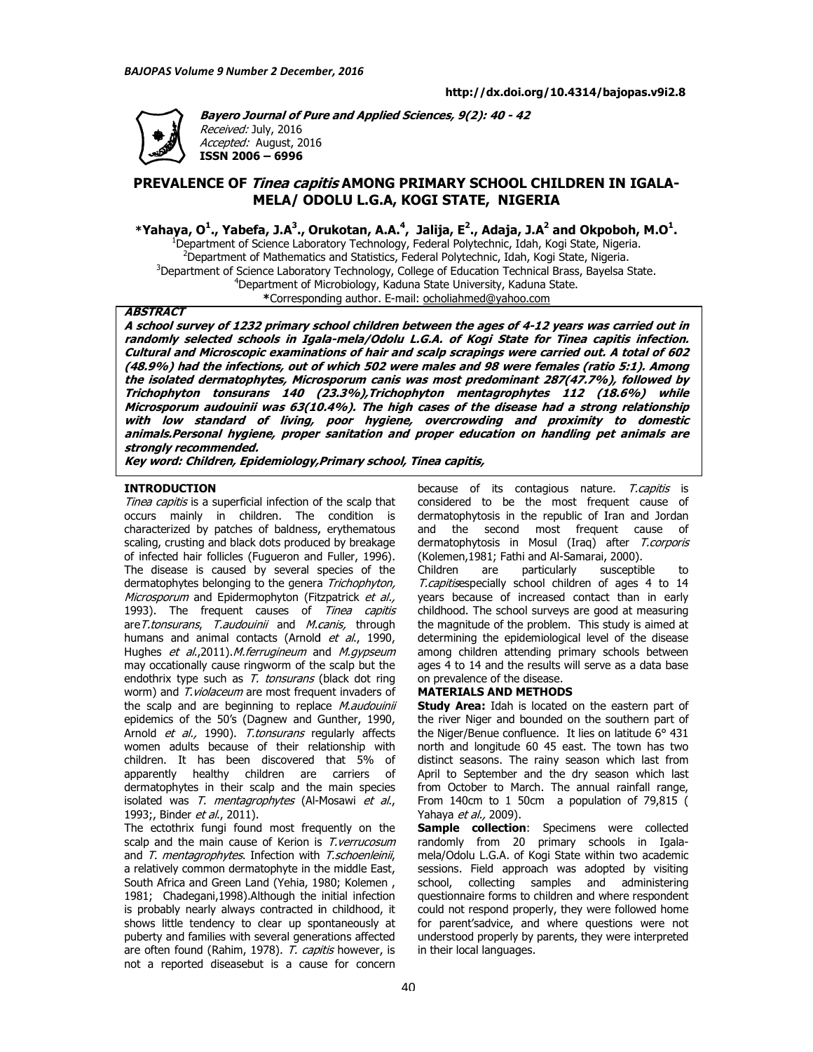http://dx.doi.org/10.4314/bajopas.v9i2.8

**Bayero Journal of Pure and Applied Sciences, 9(2): 40 - 42**
*Received:* July, 2016
*Accepted:* August, 2016
**ISSN 2006 – 6996**

# PREVALENCE OF *Tinea capitis* AMONG PRIMARY SCHOOL CHILDREN IN IGALA-MELA/ ODOLU L.G.A, KOGI STATE, NIGERIA

**\*Yahaya, O[1]., Yabefa, J.A[3]., Orukotan, A.A.[4], Jalija, E[2]., Adaja, J.A[2] and Okpoboh, M.O[1].**

[1]Department of Science Laboratory Technology, Federal Polytechnic, Idah, Kogi State, Nigeria.
[2]Department of Mathematics and Statistics, Federal Polytechnic, Idah, Kogi State, Nigeria.
[3]Department of Science Laboratory Technology, College of Education Technical Brass, Bayelsa State.
[4]Department of Microbiology, Kaduna State University, Kaduna State.
\*Corresponding author. E-mail: ocholiahmed@yahoo.com

**ABSTRACT**

***A school survey of 1232 primary school children between the ages of 4-12 years was carried out in randomly selected schools in Igala-mela/Odolu L.G.A. of Kogi State for Tinea capitis infection. Cultural and Microscopic examinations of hair and scalp scrapings were carried out. A total of 602 (48.9%) had the infections, out of which 502 were males and 98 were females (ratio 5:1). Among the isolated dermatophytes, Microsporum canis was most predominant 287(47.7%), followed by Trichophyton tonsurans 140 (23.3%),Trichophyton mentagrophytes 112 (18.6%) while Microsporum audouinii was 63(10.4%). The high cases of the disease had a strong relationship with low standard of living, poor hygiene, overcrowding and proximity to domestic animals.Personal hygiene, proper sanitation and proper education on handling pet animals are strongly recommended.***

***Key word: Children, Epidemiology,Primary school, Tinea capitis,***

## INTRODUCTION

*Tinea capitis* is a superficial infection of the scalp that occurs mainly in children. The condition is characterized by patches of baldness, erythematous scaling, crusting and black dots produced by breakage of infected hair follicles (Fugueron and Fuller, 1996). The disease is caused by several species of the dermatophytes belonging to the genera *Trichophyton, Microsporum* and Epidermophyton (Fitzpatrick *et al.,* 1993). The frequent causes of *Tinea capitis* are*T.tonsurans*, *T.audouinii* and *M.canis,* through humans and animal contacts (Arnold *et al*., 1990, Hughes *et al*.,2011).*M.ferrugineum* and *M.gypseum* may occationally cause ringworm of the scalp but the endothrix type such as *T. tonsurans* (black dot ring worm) and *T.violaceum* are most frequent invaders of the scalp and are beginning to replace *M.audouinii* epidemics of the 50's (Dagnew and Gunther, 1990, Arnold *et al.,* 1990). *T.tonsurans* regularly affects women adults because of their relationship with children. It has been discovered that 5% of apparently healthy children are carriers of dermatophytes in their scalp and the main species isolated was *T. mentagrophytes* (Al-Mosawi *et al*., 1993;, Binder *et al*., 2011).

The ectothrix fungi found most frequently on the scalp and the main cause of Kerion is *T.verrucosum* and *T. mentagrophytes*. Infection with *T.schoenleinii*, a relatively common dermatophyte in the middle East, South Africa and Green Land (Yehia, 1980; Kolemen , 1981; Chadegani,1998).Although the initial infection is probably nearly always contracted in childhood, it shows little tendency to clear up spontaneously at puberty and families with several generations affected are often found (Rahim, 1978). *T. capitis* however, is not a reported diseasebut is a cause for concern because of its contagious nature. *T.capitis* is considered to be the most frequent cause of dermatophytosis in the republic of Iran and Jordan and the second most frequent cause of dermatophytosis in Mosul (Iraq) after *T.corporis* (Kolemen,1981; Fathi and Al-Samarai, 2000).

Children are particularly susceptible to *T.capitis*especially school children of ages 4 to 14 years because of increased contact than in early childhood. The school surveys are good at measuring the magnitude of the problem. This study is aimed at determining the epidemiological level of the disease among children attending primary schools between ages 4 to 14 and the results will serve as a data base on prevalence of the disease.

## MATERIALS AND METHODS

**Study Area:** Idah is located on the eastern part of the river Niger and bounded on the southern part of the Niger/Benue confluence. It lies on latitude 6° 431 north and longitude 60 45 east. The town has two distinct seasons. The rainy season which last from April to September and the dry season which last from October to March. The annual rainfall range, From 140cm to 1 50cm a population of 79,815 ( Yahaya *et al.,* 2009).

**Sample collection**: Specimens were collected randomly from 20 primary schools in Igala-mela/Odolu L.G.A. of Kogi State within two academic sessions. Field approach was adopted by visiting school, collecting samples and administering questionnaire forms to children and where respondent could not respond properly, they were followed home for parent'sadvice, and where questions were not understood properly by parents, they were interpreted in their local languages.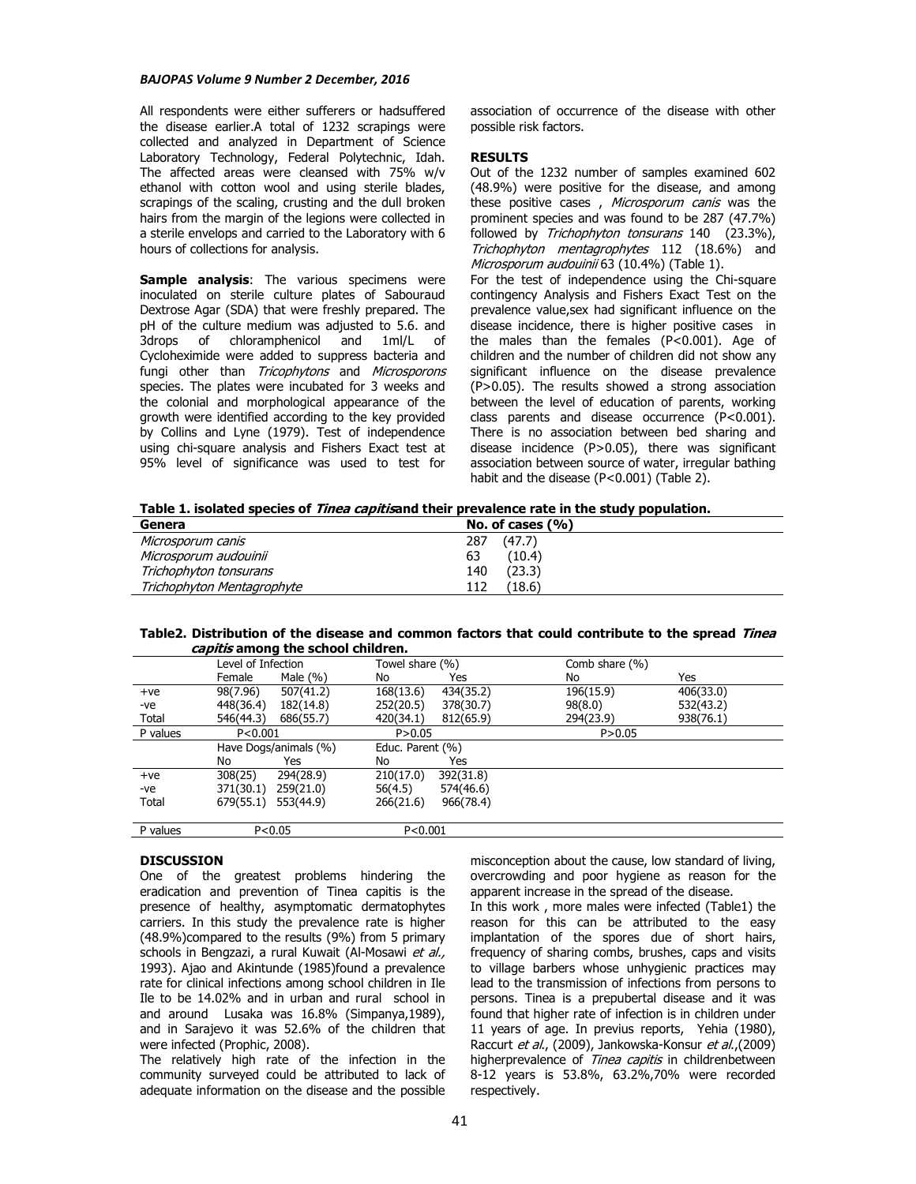All respondents were either sufferers or hadsuffered the disease earlier.A total of 1232 scrapings were collected and analyzed in Department of Science Laboratory Technology, Federal Polytechnic, Idah. The affected areas were cleansed with 75% w/v ethanol with cotton wool and using sterile blades, scrapings of the scaling, crusting and the dull broken hairs from the margin of the legions were collected in a sterile envelops and carried to the Laboratory with 6 hours of collections for analysis.

**Sample analysis**: The various specimens were inoculated on sterile culture plates of Sabouraud Dextrose Agar (SDA) that were freshly prepared. The pH of the culture medium was adjusted to 5.6. and 3drops of chloramphenicol and 1ml/L of Cycloheximide were added to suppress bacteria and fungi other than *Tricophytons* and *Microsporons* species. The plates were incubated for 3 weeks and the colonial and morphological appearance of the growth were identified according to the key provided by Collins and Lyne (1979). Test of independence using chi-square analysis and Fishers Exact test at 95% level of significance was used to test for association of occurrence of the disease with other possible risk factors.

## RESULTS

Out of the 1232 number of samples examined 602 (48.9%) were positive for the disease, and among these positive cases , *Microsporum canis* was the prominent species and was found to be 287 (47.7%) followed by *Trichophyton tonsurans* 140 (23.3%), *Trichophyton mentagrophytes* 112 (18.6%) and *Microsporum audouinii* 63 (10.4%) (Table 1).

For the test of independence using the Chi-square contingency Analysis and Fishers Exact Test on the prevalence value,sex had significant influence on the disease incidence, there is higher positive cases in the males than the females (P<0.001). Age of children and the number of children did not show any significant influence on the disease prevalence (P>0.05). The results showed a strong association between the level of education of parents, working class parents and disease occurrence (P<0.001). There is no association between bed sharing and disease incidence (P>0.05), there was significant association between source of water, irregular bathing habit and the disease (P<0.001) (Table 2).

**Table 1. isolated species of *Tinea capitis*and their prevalence rate in the study population.**

| Genera | No. of cases (%) |
|---|---|
| *Microsporum canis* | 287 (47.7) |
| *Microsporum audouinii* | 63 (10.4) |
| *Trichophyton tonsurans* | 140 (23.3) |
| *Trichophyton Mentagrophyte* | 112 (18.6) |

**Table2. Distribution of the disease and common factors that could contribute to the spread *Tinea capitis* among the school children.**

| | Level of Infection | | Towel share (%) | | Comb share (%) | |
|---|---|---|---|---|---|---|
| | Female | Male (%) | No | Yes | No | Yes |
| +ve | 98(7.96) | 507(41.2) | 168(13.6) | 434(35.2) | 196(15.9) | 406(33.0) |
| -ve | 448(36.4) | 182(14.8) | 252(20.5) | 378(30.7) | 98(8.0) | 532(43.2) |
| Total | 546(44.3) | 686(55.7) | 420(34.1) | 812(65.9) | 294(23.9) | 938(76.1) |
| P values | P<0.001 | | P>0.05 | | P>0.05 | |
| | Have Dogs/animals (%) | | Educ. Parent (%) | | | |
| | No | Yes | No | Yes | | |
| +ve | 308(25) | 294(28.9) | 210(17.0) | 392(31.8) | | |
| -ve | 371(30.1) | 259(21.0) | 56(4.5) | 574(46.6) | | |
| Total | 679(55.1) | 553(44.9) | 266(21.6) | 966(78.4) | | |
| P values | P<0.05 | | P<0.001 | | | |

## DISCUSSION

One of the greatest problems hindering the eradication and prevention of Tinea capitis is the presence of healthy, asymptomatic dermatophytes carriers. In this study the prevalence rate is higher (48.9%)compared to the results (9%) from 5 primary schools in Bengzazi, a rural Kuwait (Al-Mosawi *et al.,* 1993). Ajao and Akintunde (1985)found a prevalence rate for clinical infections among school children in Ile Ile to be 14.02% and in urban and rural school in and around Lusaka was 16.8% (Simpanya,1989), and in Sarajevo it was 52.6% of the children that were infected (Prophic, 2008).

The relatively high rate of the infection in the community surveyed could be attributed to lack of adequate information on the disease and the possible misconception about the cause, low standard of living, overcrowding and poor hygiene as reason for the apparent increase in the spread of the disease.

In this work , more males were infected (Table1) the reason for this can be attributed to the easy implantation of the spores due of short hairs, frequency of sharing combs, brushes, caps and visits to village barbers whose unhygienic practices may lead to the transmission of infections from persons to persons. Tinea is a prepubertal disease and it was found that higher rate of infection is in children under 11 years of age. In previus reports, Yehia (1980), Raccurt *et al.*, (2009), Jankowska-Konsur *et al.*,(2009) higherprevalence of *Tinea capitis* in childrenbetween 8-12 years is 53.8%, 63.2%,70% were recorded respectively.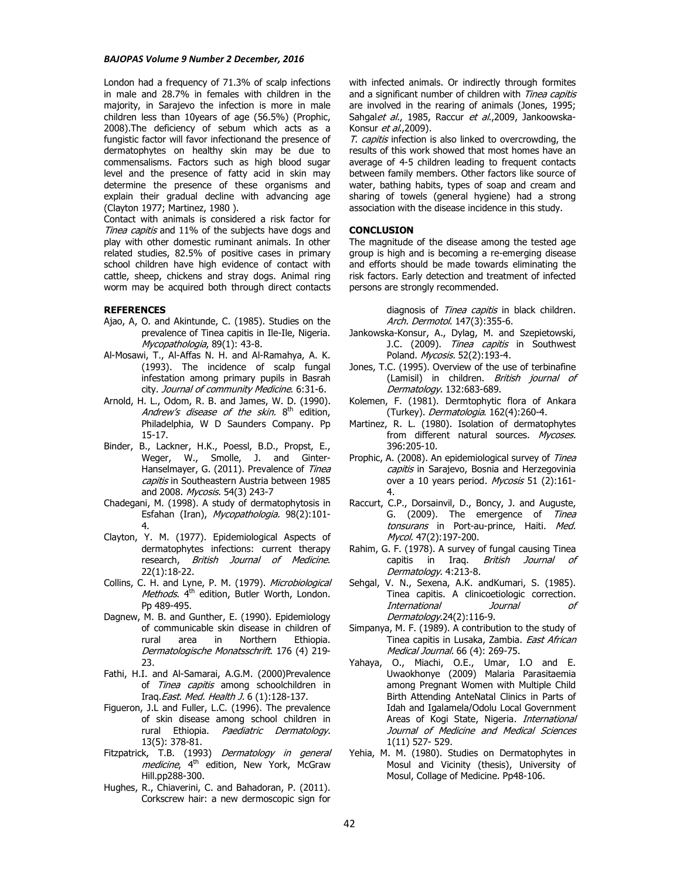London had a frequency of 71.3% of scalp infections in male and 28.7% in females with children in the majority, in Sarajevo the infection is more in male children less than 10years of age (56.5%) (Prophic, 2008).The deficiency of sebum which acts as a fungistic factor will favor infectionand the presence of dermatophytes on healthy skin may be due to commensalisms. Factors such as high blood sugar level and the presence of fatty acid in skin may determine the presence of these organisms and explain their gradual decline with advancing age (Clayton 1977; Martinez, 1980 ).

Contact with animals is considered a risk factor for *Tinea capitis* and 11% of the subjects have dogs and play with other domestic ruminant animals. In other related studies, 82.5% of positive cases in primary school children have high evidence of contact with cattle, sheep, chickens and stray dogs. Animal ring worm may be acquired both through direct contacts with infected animals. Or indirectly through formites and a significant number of children with *Tinea capitis* are involved in the rearing of animals (Jones, 1995; Sahgal*et al*., 1985, Raccur *et al*.,2009, Jankoowska-Konsur *et al*.,2009).

*T. capitis* infection is also linked to overcrowding, the results of this work showed that most homes have an average of 4-5 children leading to frequent contacts between family members. Other factors like source of water, bathing habits, types of soap and cream and sharing of towels (general hygiene) had a strong association with the disease incidence in this study.

## CONCLUSION

The magnitude of the disease among the tested age group is high and is becoming a re-emerging disease and efforts should be made towards eliminating the risk factors. Early detection and treatment of infected persons are strongly recommended.

## REFERENCES

Ajao, A, O. and Akintunde, C. (1985). Studies on the prevalence of Tinea capitis in Ile-Ile, Nigeria. *Mycopathologia*, 89(1): 43-8.

Al-Mosawi, T., Al-Affas N. H. and Al-Ramahya, A. K. (1993). The incidence of scalp fungal infestation among primary pupils in Basrah city. *Journal of community Medicine*. 6:31-6.

Arnold, H. L., Odom, R. B. and James, W. D. (1990). *Andrew's disease of the skin*. 8th edition, Philadelphia, W D Saunders Company. Pp 15-17.

Binder, B., Lackner, H.K., Poessl, B.D., Propst, E., Weger, W., Smolle, J. and Ginter-Hanselmayer, G. (2011). Prevalence of *Tinea capitis* in Southeastern Austria between 1985 and 2008. *Mycosis*. 54(3) 243-7

Chadegani, M. (1998). A study of dermatophytosis in Esfahan (Iran), *Mycopathologia*. 98(2):101-4.

Clayton, Y. M. (1977). Epidemiological Aspects of dermatophytes infections: current therapy research, *British Journal of Medicine*. 22(1):18-22.

Collins, C. H. and Lyne, P. M. (1979). *Microbiological Methods*. 4th edition, Butler Worth, London. Pp 489-495.

Dagnew, M. B. and Gunther, E. (1990). Epidemiology of communicable skin disease in children of rural area in Northern Ethiopia. *Dermatologische Monatsschrift*. 176 (4) 219-23.

Fathi, H.I. and Al-Samarai, A.G.M. (2000)Prevalence of *Tinea capitis* among schoolchildren in Iraq.*East. Med. Health J.* 6 (1):128-137.

Figueron, J.L and Fuller, L.C. (1996). The prevalence of skin disease among school children in rural Ethiopia. *Paediatric Dermatology.* 13(5): 378-81.

Fitzpatrick, T.B. (1993) *Dermatology in general medicine*, 4th edition, New York, McGraw Hill.pp288-300.

Hughes, R., Chiaverini, C. and Bahadoran, P. (2011). Corkscrew hair: a new dermoscopic sign for diagnosis of *Tinea capitis* in black children. *Arch. Dermotol*. 147(3):355-6.

Jankowska-Konsur, A., Dylag, M. and Szepietowski, J.C. (2009). *Tinea capitis* in Southwest Poland. *Mycosis.* 52(2):193-4.

Jones, T.C. (1995). Overview of the use of terbinafine (Lamisil) in children. *British journal of Dermatology*. 132:683-689.

Kolemen, F. (1981). Dermtophytic flora of Ankara (Turkey). *Dermatologia*. 162(4):260-4.

Martinez, R. L. (1980). Isolation of dermatophytes from different natural sources. *Mycoses.* 396:205-10.

Prophic, A. (2008). An epidemiological survey of *Tinea capitis* in Sarajevo, Bosnia and Herzegovinia over a 10 years period. *Mycosis* 51 (2):161-4.

Raccurt, C.P., Dorsainvil, D., Boncy, J. and Auguste, G. (2009). The emergence of *Tinea tonsurans* in Port-au-prince, Haiti. *Med. Mycol.* 47(2):197-200.

Rahim, G. F. (1978). A survey of fungal causing Tinea capitis in Iraq. *British Journal of Dermatology*. 4:213-8.

Sehgal, V. N., Sexena, A.K. andKumari, S. (1985). Tinea capitis. A clinicoetiologic correction. *International Journal of Dermatology*.24(2):116-9.

Simpanya, M. F. (1989). A contribution to the study of Tinea capitis in Lusaka, Zambia. *East African Medical Journal*. 66 (4): 269-75.

Yahaya, O., Miachi, O.E., Umar, I.O and E. Uwaokhonye (2009) Malaria Parasitaemia among Pregnant Women with Multiple Child Birth Attending AnteNatal Clinics in Parts of Idah and Igalamela/Odolu Local Government Areas of Kogi State, Nigeria. *International Journal of Medicine and Medical Sciences* 1(11) 527- 529.

Yehia, M. M. (1980). Studies on Dermatophytes in Mosul and Vicinity (thesis), University of Mosul, Collage of Medicine. Pp48-106.